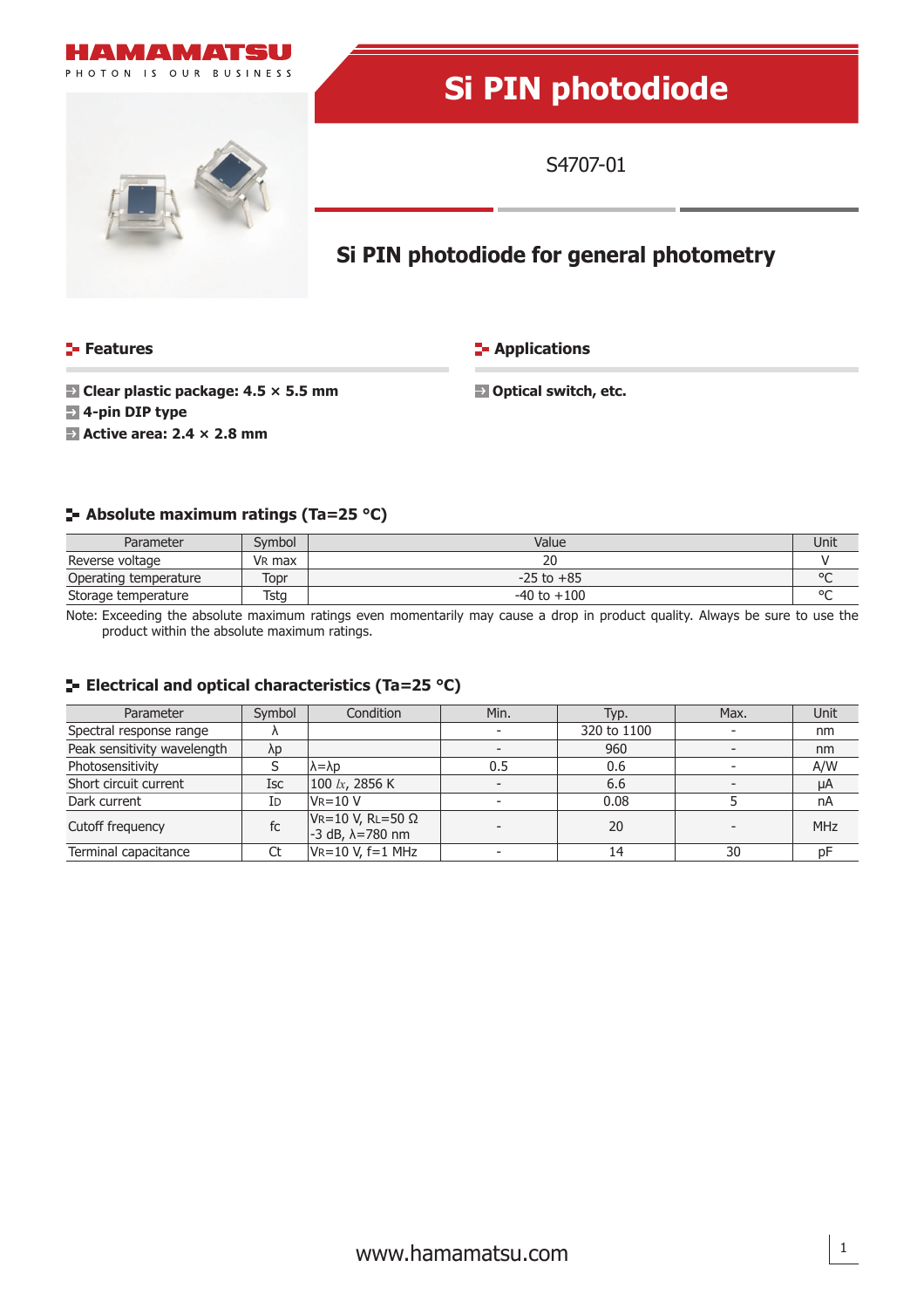# Si PIN photodiode

S4707-01

## Si PIN photodiode for general photometry

### Features

- **Clear plastic package: 4.5 × 5.5 mm**
- **4-pin DIP type**
- **Active area: 2.4 × 2.8 mm**

### Applications

- **Optical switch, etc.**

### Absolute maximum ratings (Ta=25 °C)

| Parameter | Symbol | Value | Unit |
|---|---|---|---|
| Reverse voltage | $V_R$ max | 20 | V |
| Operating temperature | Topr | -25 to +85 | °C |
| Storage temperature | Tstg | -40 to +100 | °C |

Note: Exceeding the absolute maximum ratings even momentarily may cause a drop in product quality. Always be sure to use the product within the absolute maximum ratings.

### Electrical and optical characteristics (Ta=25 °C)

| Parameter | Symbol | Condition | Min. | Typ. | Max. | Unit |
|---|---|---|---|---|---|---|
| Spectral response range | λ | | - | 320 to 1100 | - | nm |
| Peak sensitivity wavelength | λp | | - | 960 | - | nm |
| Photosensitivity | S | λ=λp | 0.5 | 0.6 | - | A/W |
| Short circuit current | Isc | 100 *lx*, 2856 K | - | 6.6 | - | μA |
| Dark current | $I_D$ | $V_R$=10 V | - | 0.08 | 5 | nA |
| Cutoff frequency | fc | $V_R$=10 V, $R_L$=50 Ω<br>-3 dB, λ=780 nm | - | 20 | - | MHz |
| Terminal capacitance | Ct | $V_R$=10 V, f=1 MHz | - | 14 | 30 | pF |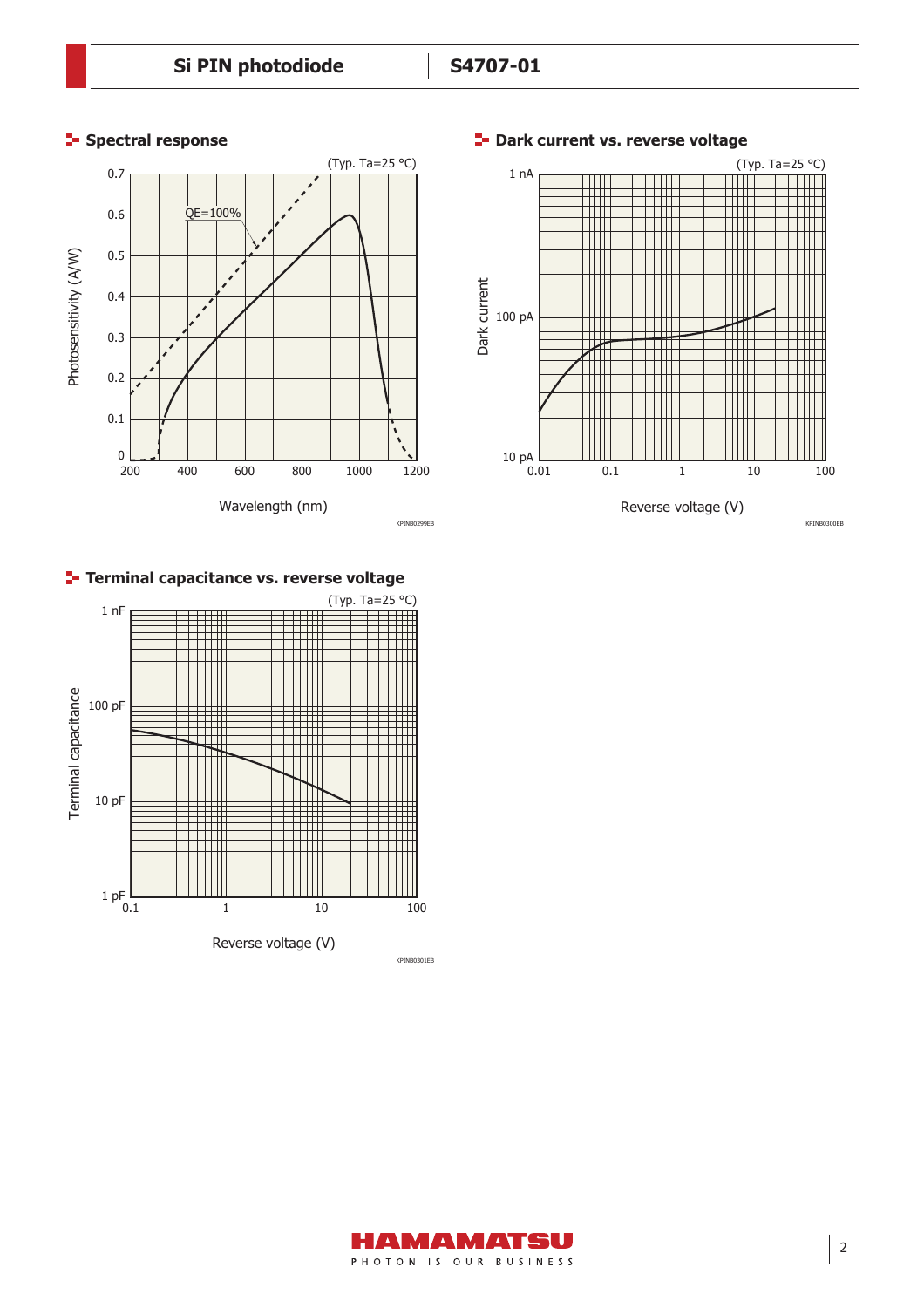## Spectral response

(Typ. Ta=25 °C)

Photosensitivity (A/W)

QE=100%

Wavelength (nm)

KPINB0299EB

## Dark current vs. reverse voltage

(Typ. Ta=25 °C)

Dark current

Reverse voltage (V)

KPINB0300EB

## Terminal capacitance vs. reverse voltage

(Typ. Ta=25 °C)

Terminal capacitance

Reverse voltage (V)

KPINB0301EB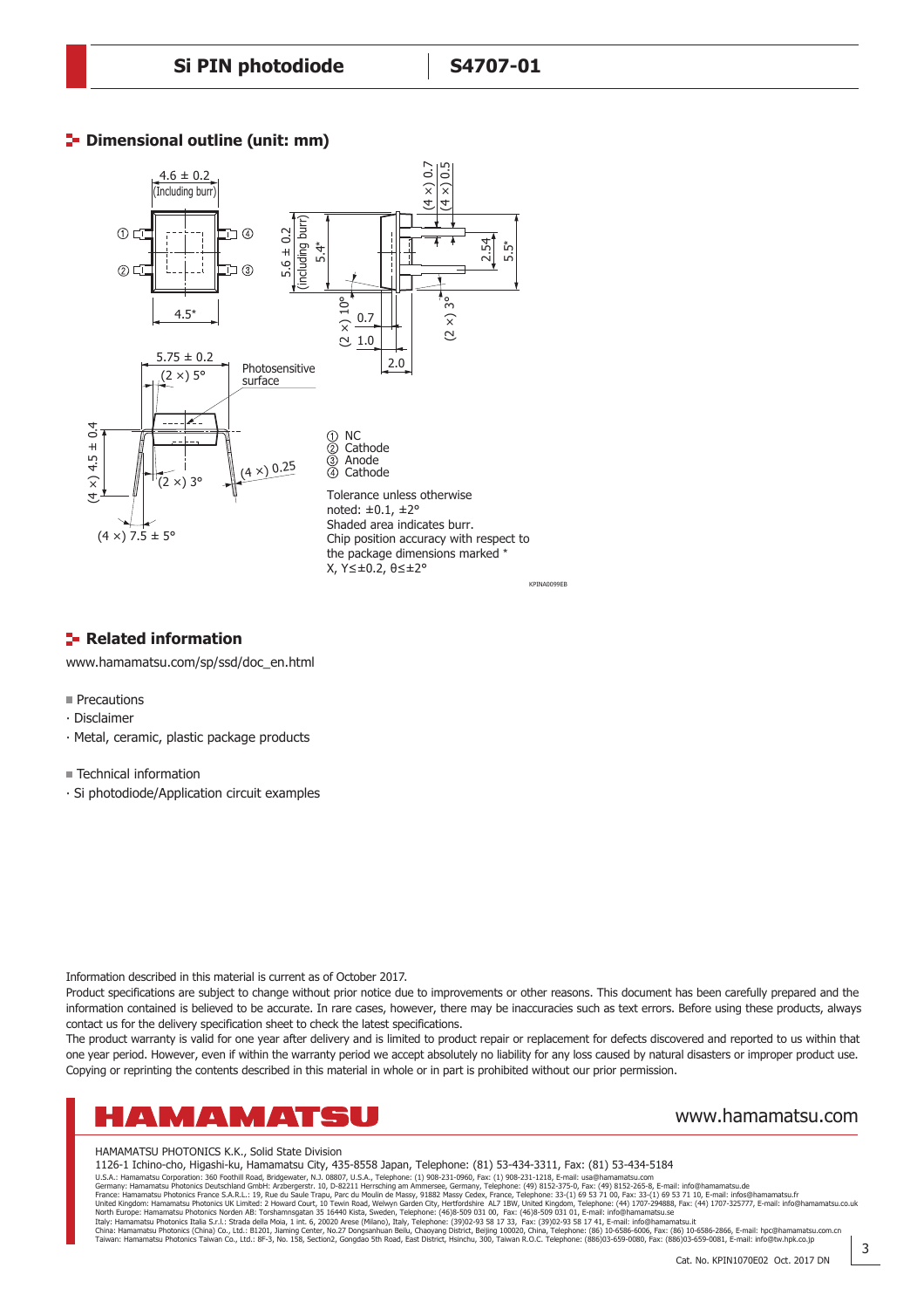## Dimensional outline (unit: mm)

4.6 ± 0.2
(Including burr)

4.5*

5.6 ± 0.2
(including burr)
5.4*

(4 ×) 0.7
(4 ×) 0.5

2.54
5.5*

(2 ×) 10°
0.7
1.0
2.0
(2 ×) 3°

5.75 ± 0.2
(2 ×) 5°
Photosensitive surface

(4 ×) 4.5 ± 0.4
(2 ×) 3°
(4 ×) 0.25
(4 ×) 7.5 ± 5°

① NC
② Cathode
③ Anode
④ Cathode

Tolerance unless otherwise noted: ±0.1, ±2°
Shaded area indicates burr.
Chip position accuracy with respect to the package dimensions marked *
X, Y≤±0.2, θ≤±2°

KPINA0099EB

## Related information

www.hamamatsu.com/sp/ssd/doc_en.html

- Precautions
  - · Disclaimer
  - · Metal, ceramic, plastic package products
- Technical information
  - · Si photodiode/Application circuit examples

Information described in this material is current as of October 2017.

Product specifications are subject to change without prior notice due to improvements or other reasons. This document has been carefully prepared and the information contained is believed to be accurate. In rare cases, however, there may be inaccuracies such as text errors. Before using these products, always contact us for the delivery specification sheet to check the latest specifications.

The product warranty is valid for one year after delivery and is limited to product repair or replacement for defects discovered and reported to us within that one year period. However, even if within the warranty period we accept absolutely no liability for any loss caused by natural disasters or improper product use. Copying or reprinting the contents described in this material in whole or in part is prohibited without our prior permission.

**HAMAMATSU**

www.hamamatsu.com

HAMAMATSU PHOTONICS K.K., Solid State Division
1126-1 Ichino-cho, Higashi-ku, Hamamatsu City, 435-8558 Japan, Telephone: (81) 53-434-3311, Fax: (81) 53-434-5184
U.S.A.: Hamamatsu Corporation: 360 Foothill Road, Bridgewater, N.J. 08807, U.S.A., Telephone: (1) 908-231-0960, Fax: (1) 908-231-1218, E-mail: usa@hamamatsu.com
Germany: Hamamatsu Photonics Deutschland GmbH: Arzbergerstr. 10, D-82211 Herrsching am Ammersee, Germany, Telephone: (49) 8152-375-0, Fax: (49) 8152-265-8, E-mail: info@hamamatsu.de
France: Hamamatsu Photonics France S.A.R.L.: 19, Rue du Saule Trapu, Parc du Moulin de Massy, 91882 Massy Cedex, France, Telephone: 33-(1) 69 53 71 00, Fax: 33-(1) 69 53 71 10, E-mail: infos@hamamatsu.fr
United Kingdom: Hamamatsu Photonics UK Limited: 2 Howard Court, 10 Tewin Road, Welwyn Garden City, Hertfordshire AL7 1BW, United Kingdom, Telephone: (44) 1707-294888, Fax: (44) 1707-325777, E-mail: info@hamamatsu.co.uk
North Europe: Hamamatsu Photonics Norden AB: Torshamnsgatan 35 16440 Kista, Sweden, Telephone: (46)8-509 031 00, Fax: (46)8-509 031 01, E-mail: info@hamamatsu.se
Italy: Hamamatsu Photonics Italia S.r.l.: Strada della Moia, 1 int. 6, 20020 Arese (Milano), Italy, Telephone: (39)02-93 58 17 33, Fax: (39)02-93 58 17 41, E-mail: info@hamamatsu.it
China: Hamamatsu Photonics (China) Co., Ltd.: B1201, Jiaming Center, No.27 Dongsanhuan Beilu, Chaoyang District, Beijing 100020, China, Telephone: (86) 10-6586-6006, Fax: (86) 10-6586-2866, E-mail: hpc@hamamatsu.com.cn
Taiwan: Hamamatsu Photonics Taiwan Co., Ltd.: 8F-3, No. 158, Section2, Gongdao 5th Road, East District, Hsinchu, 300, Taiwan R.O.C. Telephone: (886)03-659-0080, Fax: (886)03-659-0081, E-mail: info@tw.hpk.co.jp

Cat. No. KPIN1070E02 Oct. 2017 DN